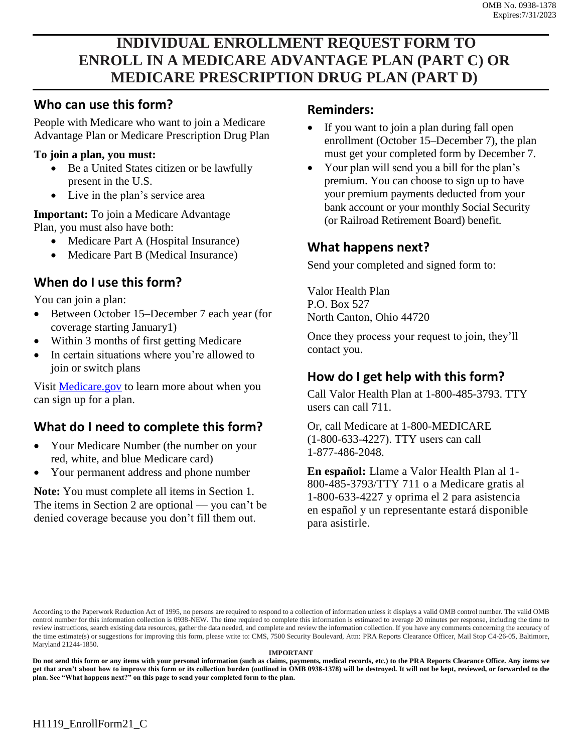OMB No. 0938-1378
Expires:7/31/2023

# INDIVIDUAL ENROLLMENT REQUEST FORM TO ENROLL IN A MEDICARE ADVANTAGE PLAN (PART C) OR MEDICARE PRESCRIPTION DRUG PLAN (PART D)

## Who can use this form?

People with Medicare who want to join a Medicare Advantage Plan or Medicare Prescription Drug Plan

**To join a plan, you must:**

- Be a United States citizen or be lawfully present in the U.S.
- Live in the plan's service area

**Important:** To join a Medicare Advantage Plan, you must also have both:

- Medicare Part A (Hospital Insurance)
- Medicare Part B (Medical Insurance)

## When do I use this form?

You can join a plan:

- Between October 15–December 7 each year (for coverage starting January1)
- Within 3 months of first getting Medicare
- In certain situations where you're allowed to join or switch plans

Visit Medicare.gov to learn more about when you can sign up for a plan.

## What do I need to complete this form?

- Your Medicare Number (the number on your red, white, and blue Medicare card)
- Your permanent address and phone number

**Note:** You must complete all items in Section 1. The items in Section 2 are optional — you can't be denied coverage because you don't fill them out.

## Reminders:

- If you want to join a plan during fall open enrollment (October 15–December 7), the plan must get your completed form by December 7.
- Your plan will send you a bill for the plan's premium. You can choose to sign up to have your premium payments deducted from your bank account or your monthly Social Security (or Railroad Retirement Board) benefit.

## What happens next?

Send your completed and signed form to:

Valor Health Plan
P.O. Box 527
North Canton, Ohio 44720

Once they process your request to join, they'll contact you.

## How do I get help with this form?

Call Valor Health Plan at 1-800-485-3793. TTY users can call 711.

Or, call Medicare at 1-800-MEDICARE (1-800-633-4227). TTY users can call 1-877-486-2048.

**En español:** Llame a Valor Health Plan al 1-800-485-3793/TTY 711 o a Medicare gratis al 1-800-633-4227 y oprima el 2 para asistencia en español y un representante estará disponible para asistirle.

According to the Paperwork Reduction Act of 1995, no persons are required to respond to a collection of information unless it displays a valid OMB control number. The valid OMB control number for this information collection is 0938-NEW. The time required to complete this information is estimated to average 20 minutes per response, including the time to review instructions, search existing data resources, gather the data needed, and complete and review the information collection. If you have any comments concerning the accuracy of the time estimate(s) or suggestions for improving this form, please write to: CMS, 7500 Security Boulevard, Attn: PRA Reports Clearance Officer, Mail Stop C4-26-05, Baltimore, Maryland 21244-1850.

**IMPORTANT**

**Do not send this form or any items with your personal information (such as claims, payments, medical records, etc.) to the PRA Reports Clearance Office. Any items we get that aren't about how to improve this form or its collection burden (outlined in OMB 0938-1378) will be destroyed. It will not be kept, reviewed, or forwarded to the plan. See "What happens next?" on this page to send your completed form to the plan.**

H1119_EnrollForm21_C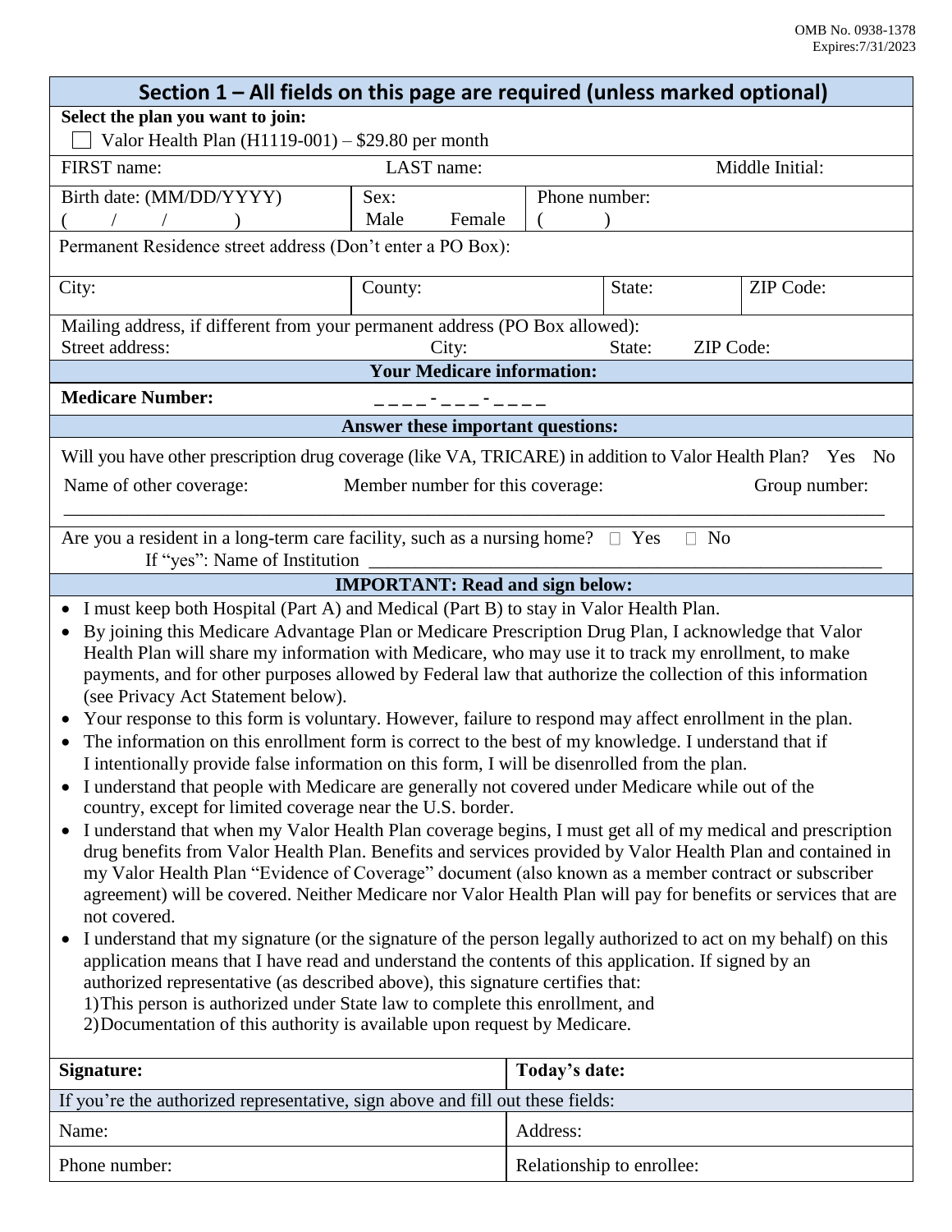OMB No. 0938-1378
Expires:7/31/2023

## Section 1 – All fields on this page are required (unless marked optional)

**Select the plan you want to join:**

☐ Valor Health Plan (H1119-001) – $29.80 per month

| FIRST name: | LAST name: | Middle Initial: |
|---|---|---|

| Birth date: (MM/DD/YYYY) ( / / ) | Sex: Male Female | Phone number: ( ) |
|---|---|---|

Permanent Residence street address (Don't enter a PO Box):

| City: | County: | State: | ZIP Code: |
|---|---|---|---|

Mailing address, if different from your permanent address (PO Box allowed):
Street address: City: State: ZIP Code:

### Your Medicare information:

**Medicare Number:** _ _ _ _ - _ _ _ - _ _ _ _

### Answer these important questions:

Will you have other prescription drug coverage (like VA, TRICARE) in addition to Valor Health Plan? Yes No

Name of other coverage: Member number for this coverage: Group number:

______________________________________________________________________________

Are you a resident in a long-term care facility, such as a nursing home? ☐ Yes ☐ No

If "yes": Name of Institution ______________________________________________

### IMPORTANT: Read and sign below:

- I must keep both Hospital (Part A) and Medical (Part B) to stay in Valor Health Plan.
- By joining this Medicare Advantage Plan or Medicare Prescription Drug Plan, I acknowledge that Valor Health Plan will share my information with Medicare, who may use it to track my enrollment, to make payments, and for other purposes allowed by Federal law that authorize the collection of this information (see Privacy Act Statement below).
- Your response to this form is voluntary. However, failure to respond may affect enrollment in the plan.
- The information on this enrollment form is correct to the best of my knowledge. I understand that if I intentionally provide false information on this form, I will be disenrolled from the plan.
- I understand that people with Medicare are generally not covered under Medicare while out of the country, except for limited coverage near the U.S. border.
- I understand that when my Valor Health Plan coverage begins, I must get all of my medical and prescription drug benefits from Valor Health Plan. Benefits and services provided by Valor Health Plan and contained in my Valor Health Plan "Evidence of Coverage" document (also known as a member contract or subscriber agreement) will be covered. Neither Medicare nor Valor Health Plan will pay for benefits or services that are not covered.
- I understand that my signature (or the signature of the person legally authorized to act on my behalf) on this application means that I have read and understand the contents of this application. If signed by an authorized representative (as described above), this signature certifies that:
  1) This person is authorized under State law to complete this enrollment, and
  2) Documentation of this authority is available upon request by Medicare.

| **Signature:** | **Today's date:** |
|---|---|
| If you're the authorized representative, sign above and fill out these fields: | |
| Name: | Address: |
| Phone number: | Relationship to enrollee: |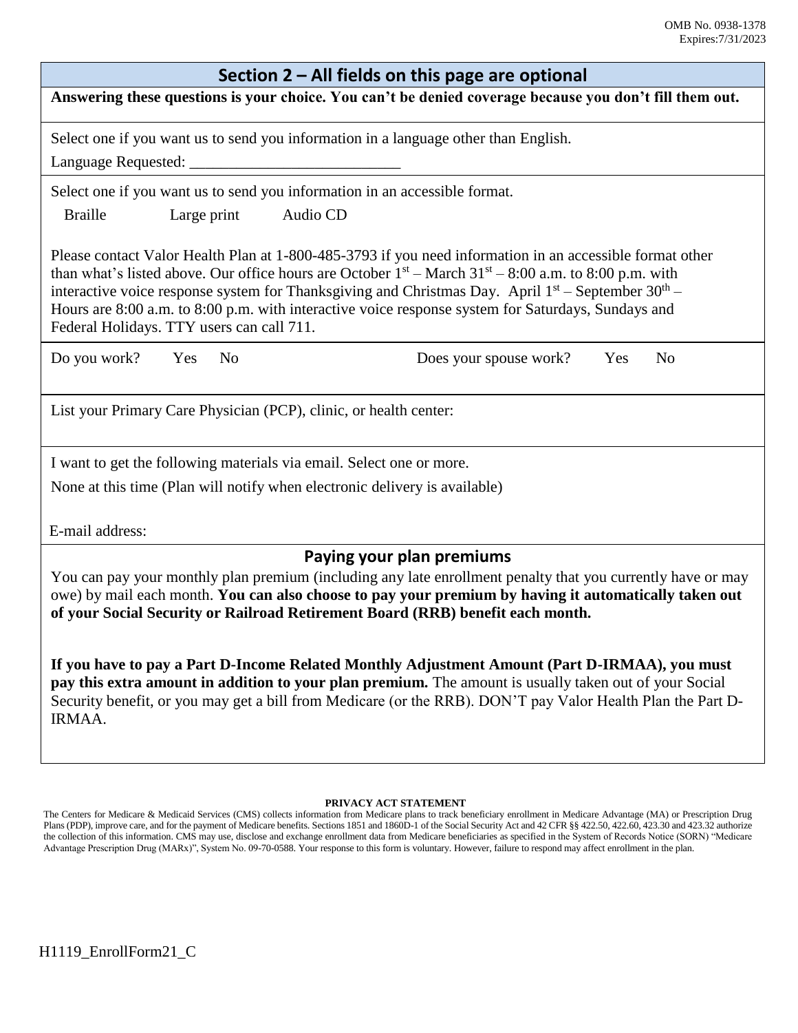OMB No. 0938-1378
Expires:7/31/2023

## Section 2 – All fields on this page are optional

**Answering these questions is your choice. You can't be denied coverage because you don't fill them out.**

Select one if you want us to send you information in a language other than English.

Language Requested: ___________________________

Select one if you want us to send you information in an accessible format.

Braille    Large print    Audio CD

Please contact Valor Health Plan at 1-800-485-3793 if you need information in an accessible format other than what's listed above. Our office hours are October 1st – March 31st – 8:00 a.m. to 8:00 p.m. with interactive voice response system for Thanksgiving and Christmas Day. April 1st – September 30th – Hours are 8:00 a.m. to 8:00 p.m. with interactive voice response system for Saturdays, Sundays and Federal Holidays. TTY users can call 711.

Do you work?  Yes  No    Does your spouse work?  Yes  No

List your Primary Care Physician (PCP), clinic, or health center:

I want to get the following materials via email. Select one or more.

None at this time (Plan will notify when electronic delivery is available)

E-mail address:

### Paying your plan premiums

You can pay your monthly plan premium (including any late enrollment penalty that you currently have or may owe) by mail each month. **You can also choose to pay your premium by having it automatically taken out of your Social Security or Railroad Retirement Board (RRB) benefit each month.**

**If you have to pay a Part D-Income Related Monthly Adjustment Amount (Part D-IRMAA), you must pay this extra amount in addition to your plan premium.** The amount is usually taken out of your Social Security benefit, or you may get a bill from Medicare (or the RRB). DON'T pay Valor Health Plan the Part D-IRMAA.

**PRIVACY ACT STATEMENT**

The Centers for Medicare & Medicaid Services (CMS) collects information from Medicare plans to track beneficiary enrollment in Medicare Advantage (MA) or Prescription Drug Plans (PDP), improve care, and for the payment of Medicare benefits. Sections 1851 and 1860D-1 of the Social Security Act and 42 CFR §§ 422.50, 422.60, 423.30 and 423.32 authorize the collection of this information. CMS may use, disclose and exchange enrollment data from Medicare beneficiaries as specified in the System of Records Notice (SORN) "Medicare Advantage Prescription Drug (MARx)", System No. 09-70-0588. Your response to this form is voluntary. However, failure to respond may affect enrollment in the plan.

H1119_EnrollForm21_C